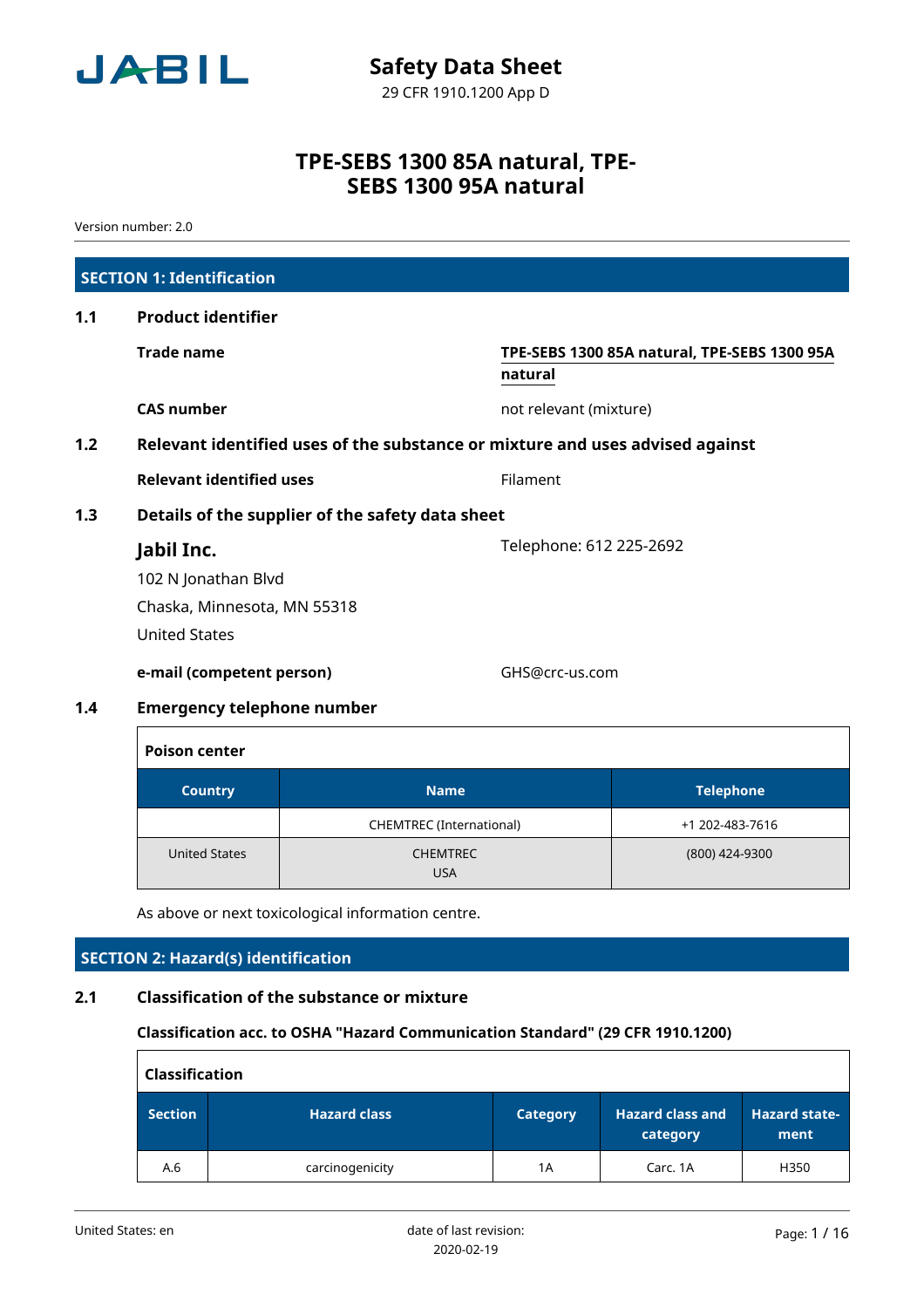# Safety Data Sheet

29 CFR 1910.1200 App D

# TPE-SEBS 1300 85A natural, TPE-SEBS 1300 95A natural

Version number: 2.0

## SECTION 1: Identification

### 1.1 Product identifier

**Trade name** — **TPE-SEBS 1300 85A natural, TPE-SEBS 1300 95A natural**

**CAS number** — not relevant (mixture)

### 1.2 Relevant identified uses of the substance or mixture and uses advised against

**Relevant identified uses** — Filament

### 1.3 Details of the supplier of the safety data sheet

**Jabil Inc.**
102 N Jonathan Blvd
Chaska, Minnesota, MN 55318
United States

Telephone: 612 225-2692

**e-mail (competent person)** — GHS@crc-us.com

### 1.4 Emergency telephone number

| Poison center | | |
|---|---|---|
| **Country** | **Name** | **Telephone** |
| | CHEMTREC (International) | +1 202-483-7616 |
| United States | CHEMTREC USA | (800) 424-9300 |

As above or next toxicological information centre.

## SECTION 2: Hazard(s) identification

### 2.1 Classification of the substance or mixture

**Classification acc. to OSHA "Hazard Communication Standard" (29 CFR 1910.1200)**

| Classification | | | | |
|---|---|---|---|---|
| **Section** | **Hazard class** | **Category** | **Hazard class and category** | **Hazard statement** |
| A.6 | carcinogenicity | 1A | Carc. 1A | H350 |

United States: en

date of last revision: 2020-02-19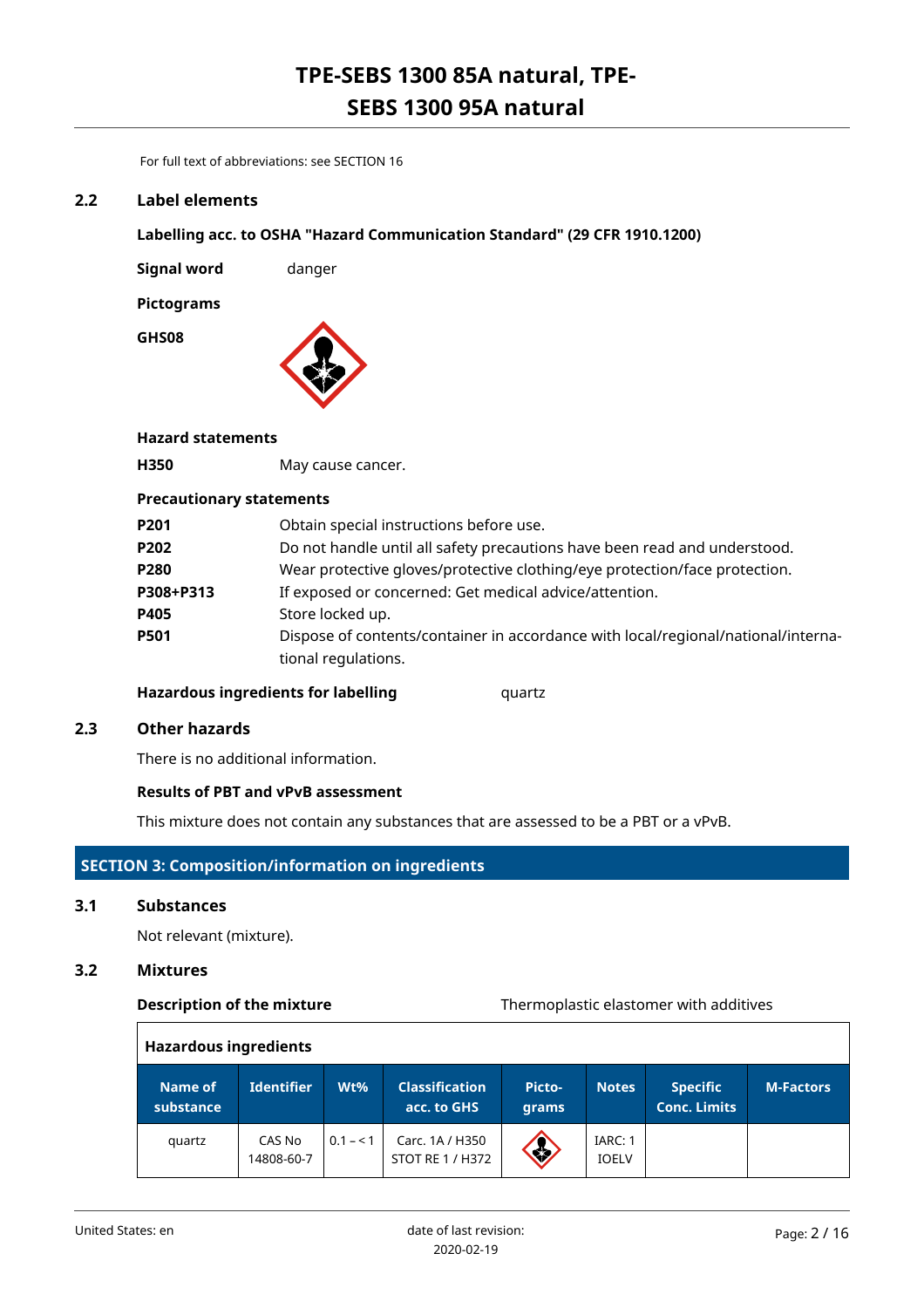For full text of abbreviations: see SECTION 16

## 2.2 Label elements

**Labelling acc. to OSHA "Hazard Communication Standard" (29 CFR 1910.1200)**

**Signal word** danger

**Pictograms**

**GHS08**

**Hazard statements**

| | |
|---|---|
| **H350** | May cause cancer. |

**Precautionary statements**

| | |
|---|---|
| **P201** | Obtain special instructions before use. |
| **P202** | Do not handle until all safety precautions have been read and understood. |
| **P280** | Wear protective gloves/protective clothing/eye protection/face protection. |
| **P308+P313** | If exposed or concerned: Get medical advice/attention. |
| **P405** | Store locked up. |
| **P501** | Dispose of contents/container in accordance with local/regional/national/international regulations. |

**Hazardous ingredients for labelling** quartz

## 2.3 Other hazards

There is no additional information.

**Results of PBT and vPvB assessment**

This mixture does not contain any substances that are assessed to be a PBT or a vPvB.

# SECTION 3: Composition/information on ingredients

## 3.1 Substances

Not relevant (mixture).

## 3.2 Mixtures

**Description of the mixture** Thermoplastic elastomer with additives

**Hazardous ingredients**

| Name of substance | Identifier | Wt% | Classification acc. to GHS | Pictograms | Notes | Specific Conc. Limits | M-Factors |
|---|---|---|---|---|---|---|---|
| quartz | CAS No 14808-60-7 | 0.1 – < 1 | Carc. 1A / H350 STOT RE 1 / H372 | | IARC: 1 IOELV | | |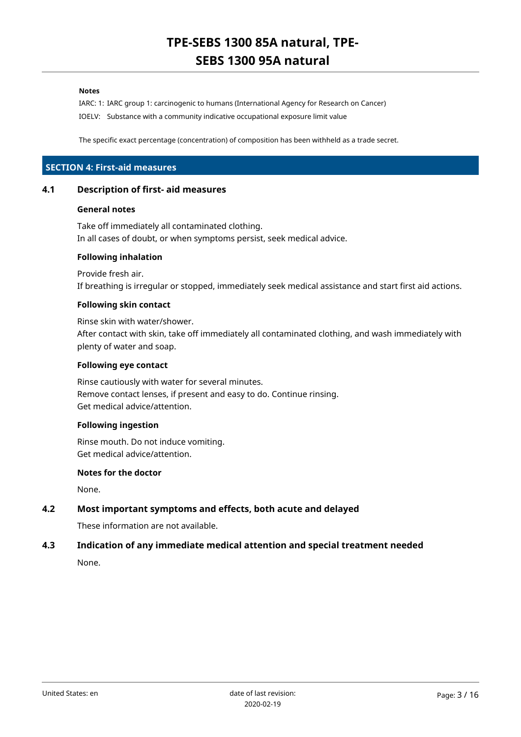**Notes**

IARC: 1: IARC group 1: carcinogenic to humans (International Agency for Research on Cancer)
IOELV: Substance with a community indicative occupational exposure limit value

The specific exact percentage (concentration) of composition has been withheld as a trade secret.

## SECTION 4: First-aid measures

### 4.1 Description of first- aid measures

**General notes**

Take off immediately all contaminated clothing.
In all cases of doubt, or when symptoms persist, seek medical advice.

**Following inhalation**

Provide fresh air.
If breathing is irregular or stopped, immediately seek medical assistance and start first aid actions.

**Following skin contact**

Rinse skin with water/shower.
After contact with skin, take off immediately all contaminated clothing, and wash immediately with plenty of water and soap.

**Following eye contact**

Rinse cautiously with water for several minutes.
Remove contact lenses, if present and easy to do. Continue rinsing.
Get medical advice/attention.

**Following ingestion**

Rinse mouth. Do not induce vomiting.
Get medical advice/attention.

**Notes for the doctor**

None.

### 4.2 Most important symptoms and effects, both acute and delayed

These information are not available.

### 4.3 Indication of any immediate medical attention and special treatment needed

None.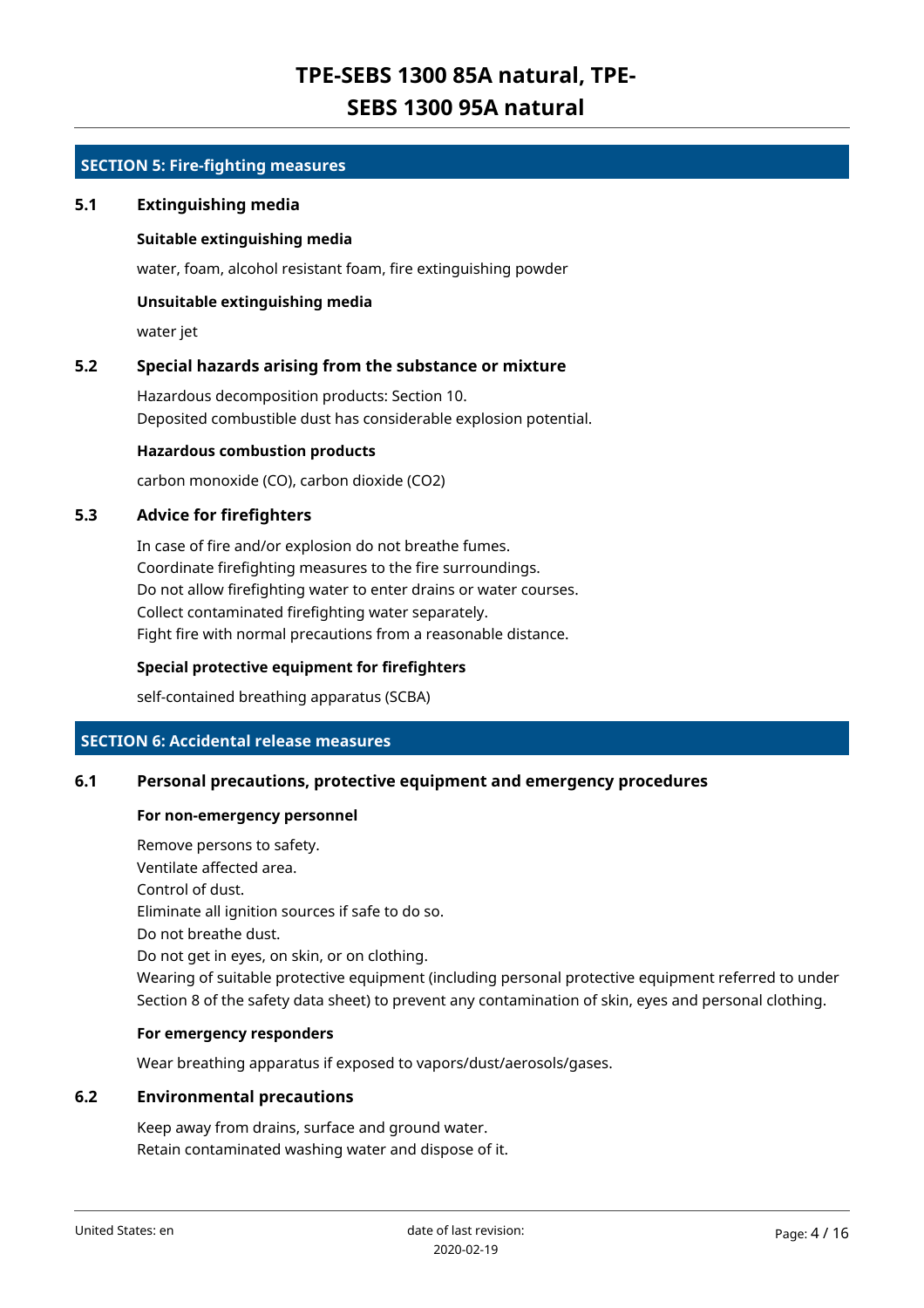## SECTION 5: Fire-fighting measures

### 5.1 Extinguishing media

**Suitable extinguishing media**

water, foam, alcohol resistant foam, fire extinguishing powder

**Unsuitable extinguishing media**

water jet

### 5.2 Special hazards arising from the substance or mixture

Hazardous decomposition products: Section 10.
Deposited combustible dust has considerable explosion potential.

**Hazardous combustion products**

carbon monoxide (CO), carbon dioxide ($CO_2$)

### 5.3 Advice for firefighters

In case of fire and/or explosion do not breathe fumes.
Coordinate firefighting measures to the fire surroundings.
Do not allow firefighting water to enter drains or water courses.
Collect contaminated firefighting water separately.
Fight fire with normal precautions from a reasonable distance.

**Special protective equipment for firefighters**

self-contained breathing apparatus (SCBA)

## SECTION 6: Accidental release measures

### 6.1 Personal precautions, protective equipment and emergency procedures

**For non-emergency personnel**

Remove persons to safety.
Ventilate affected area.
Control of dust.
Eliminate all ignition sources if safe to do so.
Do not breathe dust.
Do not get in eyes, on skin, or on clothing.
Wearing of suitable protective equipment (including personal protective equipment referred to under Section 8 of the safety data sheet) to prevent any contamination of skin, eyes and personal clothing.

**For emergency responders**

Wear breathing apparatus if exposed to vapors/dust/aerosols/gases.

### 6.2 Environmental precautions

Keep away from drains, surface and ground water.
Retain contaminated washing water and dispose of it.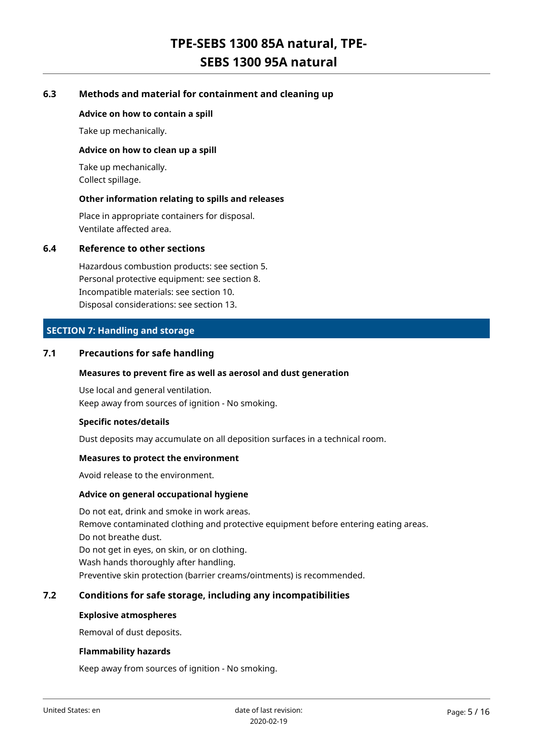### 6.3 Methods and material for containment and cleaning up

**Advice on how to contain a spill**

Take up mechanically.

**Advice on how to clean up a spill**

Take up mechanically.
Collect spillage.

**Other information relating to spills and releases**

Place in appropriate containers for disposal.
Ventilate affected area.

### 6.4 Reference to other sections

Hazardous combustion products: see section 5.
Personal protective equipment: see section 8.
Incompatible materials: see section 10.
Disposal considerations: see section 13.

## SECTION 7: Handling and storage

### 7.1 Precautions for safe handling

**Measures to prevent fire as well as aerosol and dust generation**

Use local and general ventilation.
Keep away from sources of ignition - No smoking.

**Specific notes/details**

Dust deposits may accumulate on all deposition surfaces in a technical room.

**Measures to protect the environment**

Avoid release to the environment.

**Advice on general occupational hygiene**

Do not eat, drink and smoke in work areas.
Remove contaminated clothing and protective equipment before entering eating areas.
Do not breathe dust.
Do not get in eyes, on skin, or on clothing.
Wash hands thoroughly after handling.
Preventive skin protection (barrier creams/ointments) is recommended.

### 7.2 Conditions for safe storage, including any incompatibilities

**Explosive atmospheres**

Removal of dust deposits.

**Flammability hazards**

Keep away from sources of ignition - No smoking.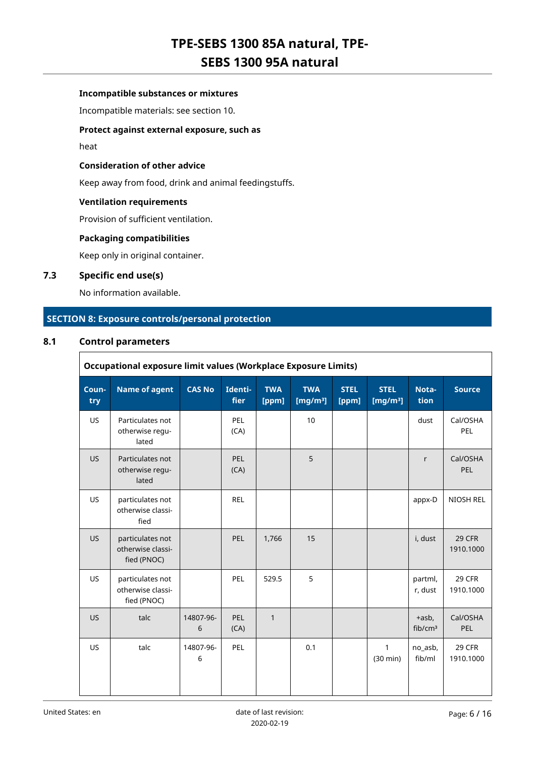**Incompatible substances or mixtures**

Incompatible materials: see section 10.

**Protect against external exposure, such as**

heat

**Consideration of other advice**

Keep away from food, drink and animal feedingstuffs.

**Ventilation requirements**

Provision of sufficient ventilation.

**Packaging compatibilities**

Keep only in original container.

### 7.3 Specific end use(s)

No information available.

## SECTION 8: Exposure controls/personal protection

### 8.1 Control parameters

**Occupational exposure limit values (Workplace Exposure Limits)**

| Country | Name of agent | CAS No | Identifier | TWA [ppm] | TWA [mg/m³] | STEL [ppm] | STEL [mg/m³] | Notation | Source |
|---|---|---|---|---|---|---|---|---|---|
| US | Particulates not otherwise regulated | | PEL (CA) | | 10 | | | dust | Cal/OSHA PEL |
| US | Particulates not otherwise regulated | | PEL (CA) | | 5 | | | r | Cal/OSHA PEL |
| US | particulates not otherwise classified | | REL | | | | | appx-D | NIOSH REL |
| US | particulates not otherwise classified (PNOC) | | PEL | 1,766 | 15 | | | i, dust | 29 CFR 1910.1000 |
| US | particulates not otherwise classified (PNOC) | | PEL | 529.5 | 5 | | | partml, r, dust | 29 CFR 1910.1000 |
| US | talc | 14807-96-6 | PEL (CA) | 1 | | | | +asb, fib/cm³ | Cal/OSHA PEL |
| US | talc | 14807-96-6 | PEL | | 0.1 | | 1 (30 min) | no_asb, fib/ml | 29 CFR 1910.1000 |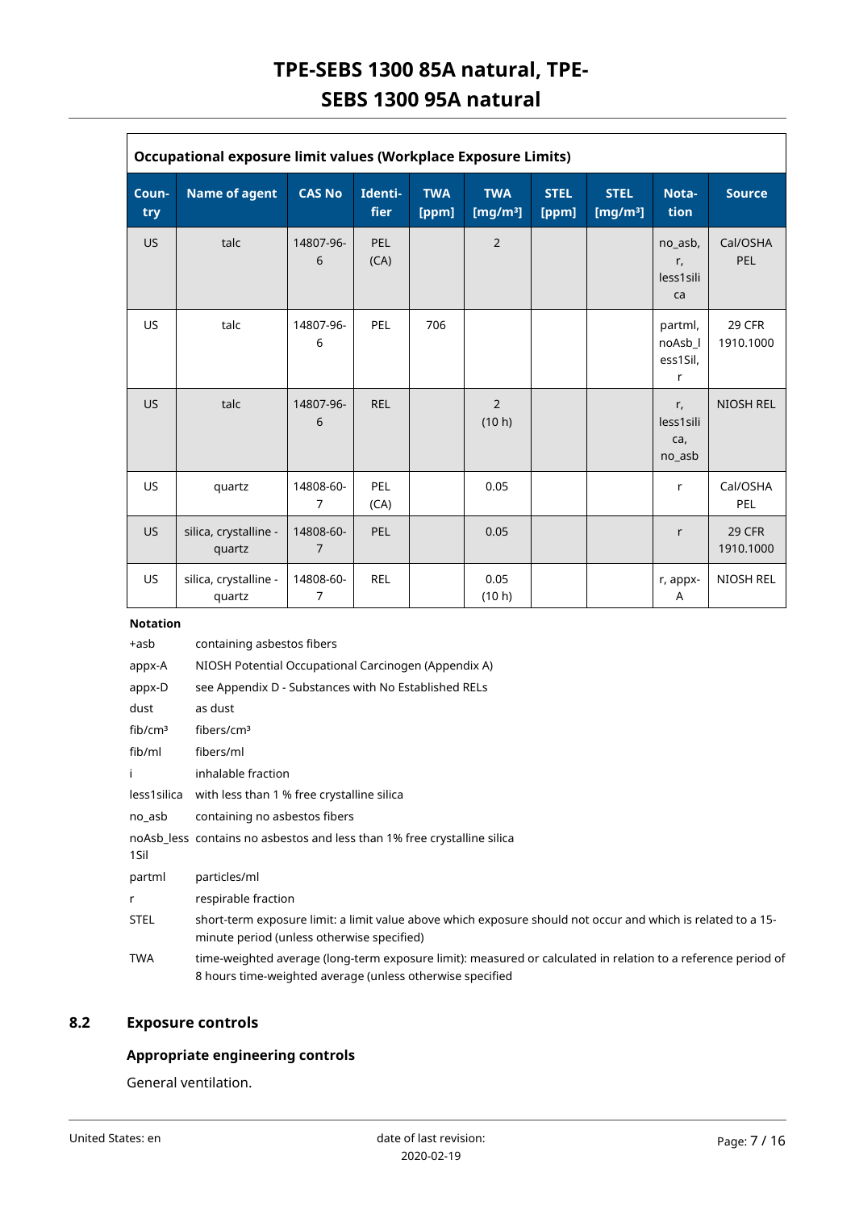| Occupational exposure limit values (Workplace Exposure Limits) | | | | | | | | | |
|---|---|---|---|---|---|---|---|---|---|
| Country | Name of agent | CAS No | Identifier | TWA [ppm] | TWA [mg/m³] | STEL [ppm] | STEL [mg/m³] | Notation | Source |
| US | talc | 14807-96-6 | PEL (CA) | | 2 | | | no_asb, r, less1silica | Cal/OSHA PEL |
| US | talc | 14807-96-6 | PEL | 706 | | | | partml, noAsb_less1Sil, r | 29 CFR 1910.1000 |
| US | talc | 14807-96-6 | REL | | 2 (10 h) | | | r, less1silica, no_asb | NIOSH REL |
| US | quartz | 14808-60-7 | PEL (CA) | | 0.05 | | | r | Cal/OSHA PEL |
| US | silica, crystalline - quartz | 14808-60-7 | PEL | | 0.05 | | | r | 29 CFR 1910.1000 |
| US | silica, crystalline - quartz | 14808-60-7 | REL | | 0.05 (10 h) | | | r, appx-A | NIOSH REL |

**Notation**

| | |
|---|---|
| +asb | containing asbestos fibers |
| appx-A | NIOSH Potential Occupational Carcinogen (Appendix A) |
| appx-D | see Appendix D - Substances with No Established RELs |
| dust | as dust |
| fib/cm³ | fibers/cm³ |
| fib/ml | fibers/ml |
| i | inhalable fraction |
| less1silica | with less than 1 % free crystalline silica |
| no_asb | containing no asbestos fibers |
| noAsb_less1Sil | contains no asbestos and less than 1% free crystalline silica |
| partml | particles/ml |
| r | respirable fraction |
| STEL | short-term exposure limit: a limit value above which exposure should not occur and which is related to a 15-minute period (unless otherwise specified) |
| TWA | time-weighted average (long-term exposure limit): measured or calculated in relation to a reference period of 8 hours time-weighted average (unless otherwise specified |

## 8.2 Exposure controls

### Appropriate engineering controls

General ventilation.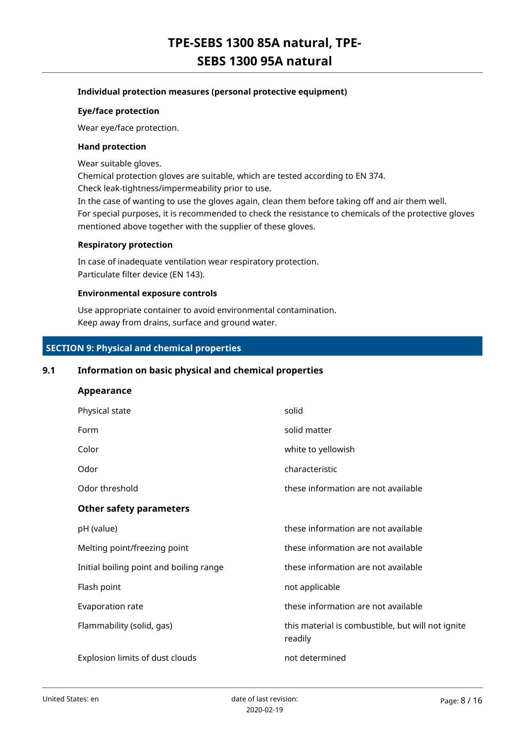#### Individual protection measures (personal protective equipment)

#### Eye/face protection

Wear eye/face protection.

#### Hand protection

Wear suitable gloves.
Chemical protection gloves are suitable, which are tested according to EN 374.
Check leak-tightness/impermeability prior to use.
In the case of wanting to use the gloves again, clean them before taking off and air them well.
For special purposes, it is recommended to check the resistance to chemicals of the protective gloves mentioned above together with the supplier of these gloves.

#### Respiratory protection

In case of inadequate ventilation wear respiratory protection.
Particulate filter device (EN 143).

#### Environmental exposure controls

Use appropriate container to avoid environmental contamination.
Keep away from drains, surface and ground water.

## SECTION 9: Physical and chemical properties

### 9.1 Information on basic physical and chemical properties

#### Appearance

| | |
|---|---|
| Physical state | solid |
| Form | solid matter |
| Color | white to yellowish |
| Odor | characteristic |
| Odor threshold | these information are not available |

#### Other safety parameters

| | |
|---|---|
| pH (value) | these information are not available |
| Melting point/freezing point | these information are not available |
| Initial boiling point and boiling range | these information are not available |
| Flash point | not applicable |
| Evaporation rate | these information are not available |
| Flammability (solid, gas) | this material is combustible, but will not ignite readily |
| Explosion limits of dust clouds | not determined |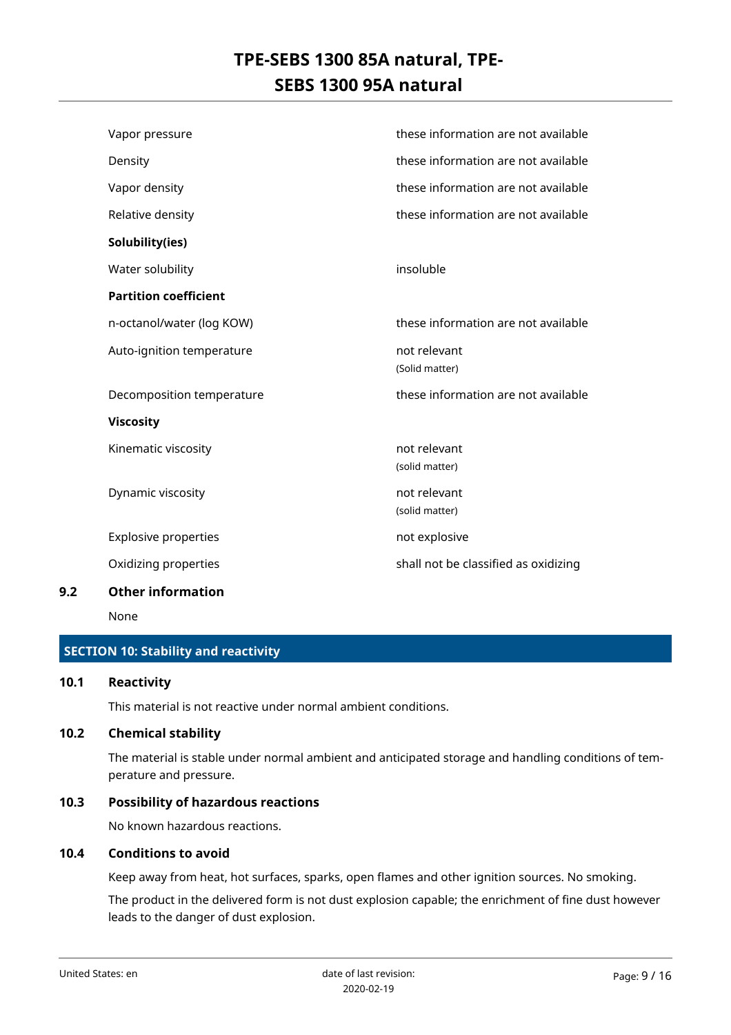| | |
|---|---|
| Vapor pressure | these information are not available |
| Density | these information are not available |
| Vapor density | these information are not available |
| Relative density | these information are not available |
| **Solubility(ies)** | |
| Water solubility | insoluble |
| **Partition coefficient** | |
| n-octanol/water (log KOW) | these information are not available |
| Auto-ignition temperature | not relevant (Solid matter) |
| Decomposition temperature | these information are not available |
| **Viscosity** | |
| Kinematic viscosity | not relevant (solid matter) |
| Dynamic viscosity | not relevant (solid matter) |
| Explosive properties | not explosive |
| Oxidizing properties | shall not be classified as oxidizing |

### 9.2 Other information

None

## SECTION 10: Stability and reactivity

### 10.1 Reactivity

This material is not reactive under normal ambient conditions.

### 10.2 Chemical stability

The material is stable under normal ambient and anticipated storage and handling conditions of temperature and pressure.

### 10.3 Possibility of hazardous reactions

No known hazardous reactions.

### 10.4 Conditions to avoid

Keep away from heat, hot surfaces, sparks, open flames and other ignition sources. No smoking.

The product in the delivered form is not dust explosion capable; the enrichment of fine dust however leads to the danger of dust explosion.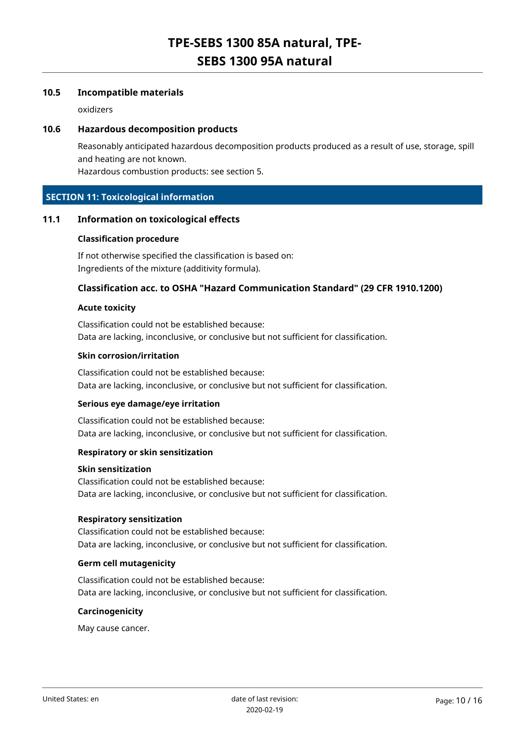### 10.5 Incompatible materials

oxidizers

### 10.6 Hazardous decomposition products

Reasonably anticipated hazardous decomposition products produced as a result of use, storage, spill and heating are not known.
Hazardous combustion products: see section 5.

## SECTION 11: Toxicological information

### 11.1 Information on toxicological effects

**Classification procedure**

If not otherwise specified the classification is based on:
Ingredients of the mixture (additivity formula).

#### Classification acc. to OSHA "Hazard Communication Standard" (29 CFR 1910.1200)

**Acute toxicity**

Classification could not be established because:
Data are lacking, inconclusive, or conclusive but not sufficient for classification.

**Skin corrosion/irritation**

Classification could not be established because:
Data are lacking, inconclusive, or conclusive but not sufficient for classification.

**Serious eye damage/eye irritation**

Classification could not be established because:
Data are lacking, inconclusive, or conclusive but not sufficient for classification.

**Respiratory or skin sensitization**

**Skin sensitization**
Classification could not be established because:
Data are lacking, inconclusive, or conclusive but not sufficient for classification.

**Respiratory sensitization**
Classification could not be established because:
Data are lacking, inconclusive, or conclusive but not sufficient for classification.

**Germ cell mutagenicity**

Classification could not be established because:
Data are lacking, inconclusive, or conclusive but not sufficient for classification.

**Carcinogenicity**

May cause cancer.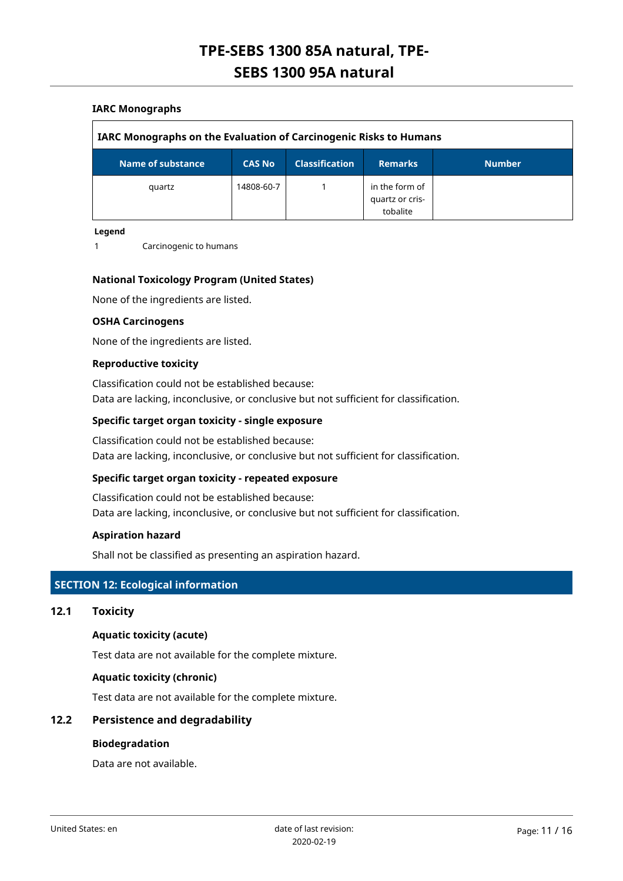**IARC Monographs**

| IARC Monographs on the Evaluation of Carcinogenic Risks to Humans | | | | |
|---|---|---|---|---|
| **Name of substance** | **CAS No** | **Classification** | **Remarks** | **Number** |
| quartz | 14808-60-7 | 1 | in the form of quartz or cristobalite | |

**Legend**

1 Carcinogenic to humans

**National Toxicology Program (United States)**

None of the ingredients are listed.

**OSHA Carcinogens**

None of the ingredients are listed.

**Reproductive toxicity**

Classification could not be established because:
Data are lacking, inconclusive, or conclusive but not sufficient for classification.

**Specific target organ toxicity - single exposure**

Classification could not be established because:
Data are lacking, inconclusive, or conclusive but not sufficient for classification.

**Specific target organ toxicity - repeated exposure**

Classification could not be established because:
Data are lacking, inconclusive, or conclusive but not sufficient for classification.

**Aspiration hazard**

Shall not be classified as presenting an aspiration hazard.

## SECTION 12: Ecological information

### 12.1 Toxicity

**Aquatic toxicity (acute)**

Test data are not available for the complete mixture.

**Aquatic toxicity (chronic)**

Test data are not available for the complete mixture.

### 12.2 Persistence and degradability

**Biodegradation**

Data are not available.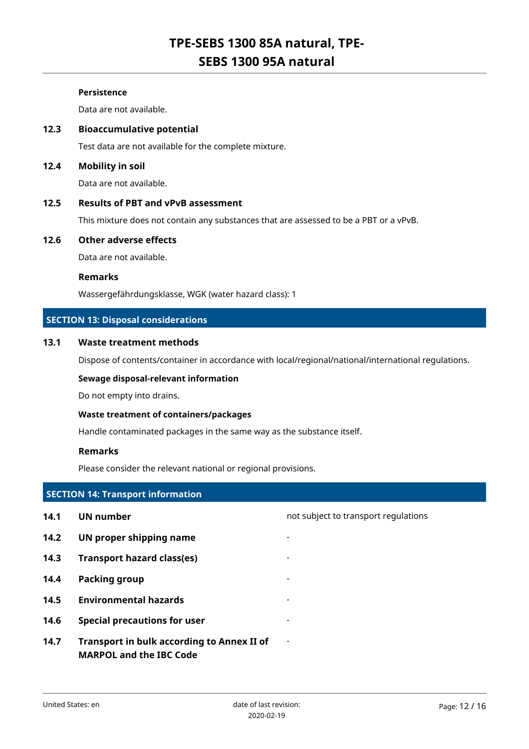**Persistence**

Data are not available.

### 12.3 Bioaccumulative potential

Test data are not available for the complete mixture.

### 12.4 Mobility in soil

Data are not available.

### 12.5 Results of PBT and vPvB assessment

This mixture does not contain any substances that are assessed to be a PBT or a vPvB.

### 12.6 Other adverse effects

Data are not available.

**Remarks**

Wassergefährdungsklasse, WGK (water hazard class): 1

## SECTION 13: Disposal considerations

### 13.1 Waste treatment methods

Dispose of contents/container in accordance with local/regional/national/international regulations.

**Sewage disposal-relevant information**

Do not empty into drains.

**Waste treatment of containers/packages**

Handle contaminated packages in the same way as the substance itself.

**Remarks**

Please consider the relevant national or regional provisions.

## SECTION 14: Transport information

| | | |
|---|---|---|
| **14.1** | **UN number** | not subject to transport regulations |
| **14.2** | **UN proper shipping name** | - |
| **14.3** | **Transport hazard class(es)** | - |
| **14.4** | **Packing group** | - |
| **14.5** | **Environmental hazards** | - |
| **14.6** | **Special precautions for user** | - |
| **14.7** | **Transport in bulk according to Annex II of MARPOL and the IBC Code** | - |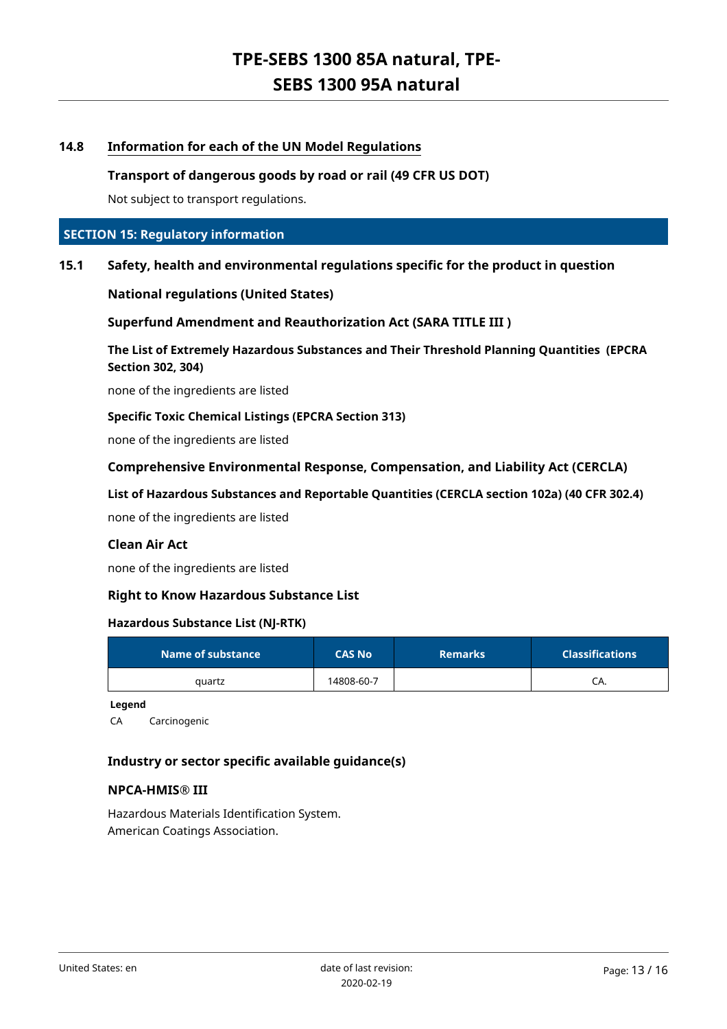### 14.8 Information for each of the UN Model Regulations

**Transport of dangerous goods by road or rail (49 CFR US DOT)**

Not subject to transport regulations.

## SECTION 15: Regulatory information

### 15.1 Safety, health and environmental regulations specific for the product in question

**National regulations (United States)**

**Superfund Amendment and Reauthorization Act (SARA TITLE III )**

**The List of Extremely Hazardous Substances and Their Threshold Planning Quantities (EPCRA Section 302, 304)**

none of the ingredients are listed

**Specific Toxic Chemical Listings (EPCRA Section 313)**

none of the ingredients are listed

**Comprehensive Environmental Response, Compensation, and Liability Act (CERCLA)**

**List of Hazardous Substances and Reportable Quantities (CERCLA section 102a) (40 CFR 302.4)**

none of the ingredients are listed

**Clean Air Act**

none of the ingredients are listed

**Right to Know Hazardous Substance List**

**Hazardous Substance List (NJ-RTK)**

| Name of substance | CAS No | Remarks | Classifications |
|---|---|---|---|
| quartz | 14808-60-7 | | CA. |

**Legend**

CA Carcinogenic

**Industry or sector specific available guidance(s)**

**NPCA-HMIS® III**

Hazardous Materials Identification System.
American Coatings Association.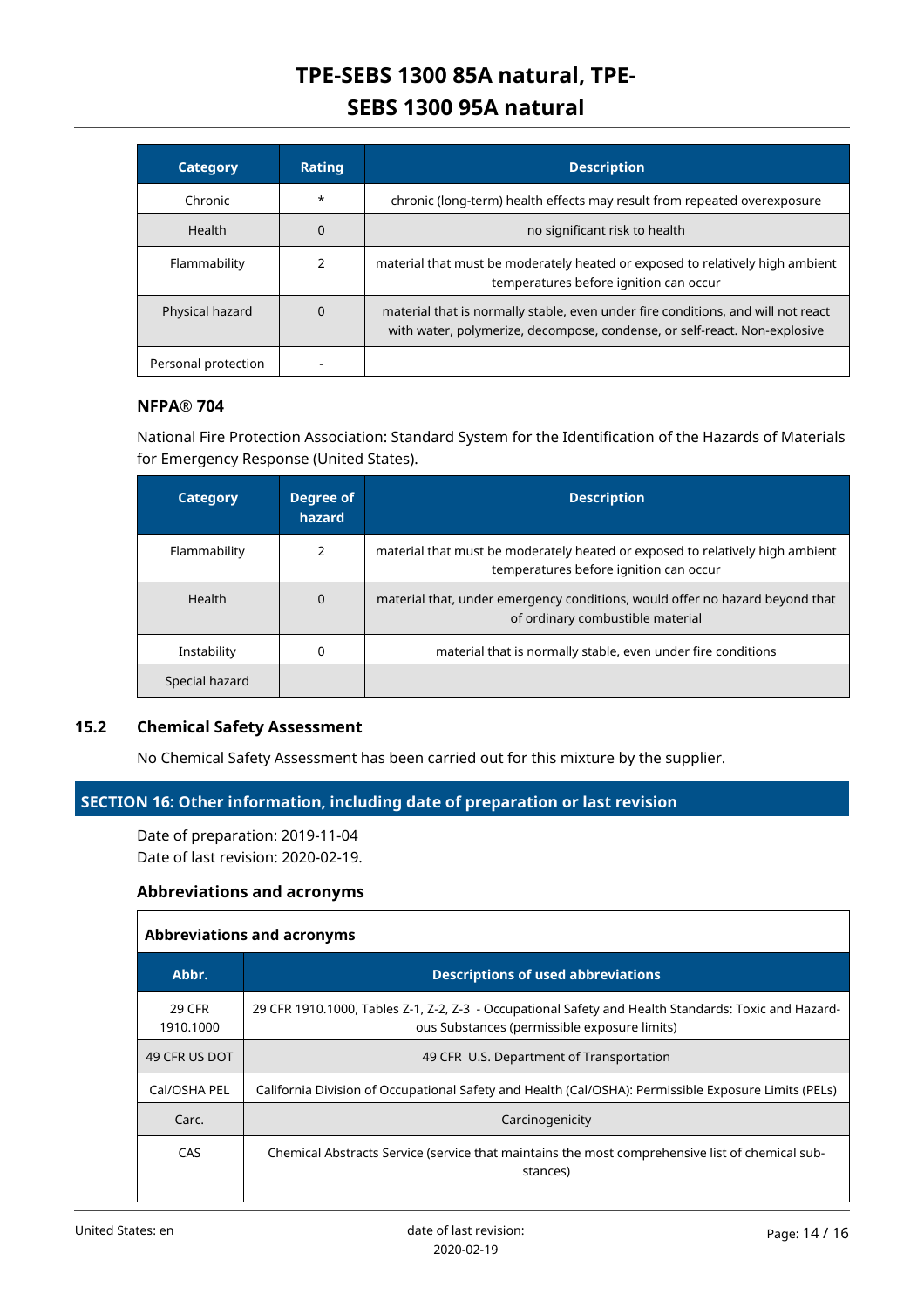| Category | Rating | Description |
|---|---|---|
| Chronic | * | chronic (long-term) health effects may result from repeated overexposure |
| Health | 0 | no significant risk to health |
| Flammability | 2 | material that must be moderately heated or exposed to relatively high ambient temperatures before ignition can occur |
| Physical hazard | 0 | material that is normally stable, even under fire conditions, and will not react with water, polymerize, decompose, condense, or self-react. Non-explosive |
| Personal protection | - | |

### NFPA® 704

National Fire Protection Association: Standard System for the Identification of the Hazards of Materials for Emergency Response (United States).

| Category | Degree of hazard | Description |
|---|---|---|
| Flammability | 2 | material that must be moderately heated or exposed to relatively high ambient temperatures before ignition can occur |
| Health | 0 | material that, under emergency conditions, would offer no hazard beyond that of ordinary combustible material |
| Instability | 0 | material that is normally stable, even under fire conditions |
| Special hazard | | |

## 15.2 Chemical Safety Assessment

No Chemical Safety Assessment has been carried out for this mixture by the supplier.

## SECTION 16: Other information, including date of preparation or last revision

Date of preparation: 2019-11-04
Date of last revision: 2020-02-19.

### Abbreviations and acronyms

**Abbreviations and acronyms**

| Abbr. | Descriptions of used abbreviations |
|---|---|
| 29 CFR 1910.1000 | 29 CFR 1910.1000, Tables Z-1, Z-2, Z-3 - Occupational Safety and Health Standards: Toxic and Hazardous Substances (permissible exposure limits) |
| 49 CFR US DOT | 49 CFR U.S. Department of Transportation |
| Cal/OSHA PEL | California Division of Occupational Safety and Health (Cal/OSHA): Permissible Exposure Limits (PELs) |
| Carc. | Carcinogenicity |
| CAS | Chemical Abstracts Service (service that maintains the most comprehensive list of chemical substances) |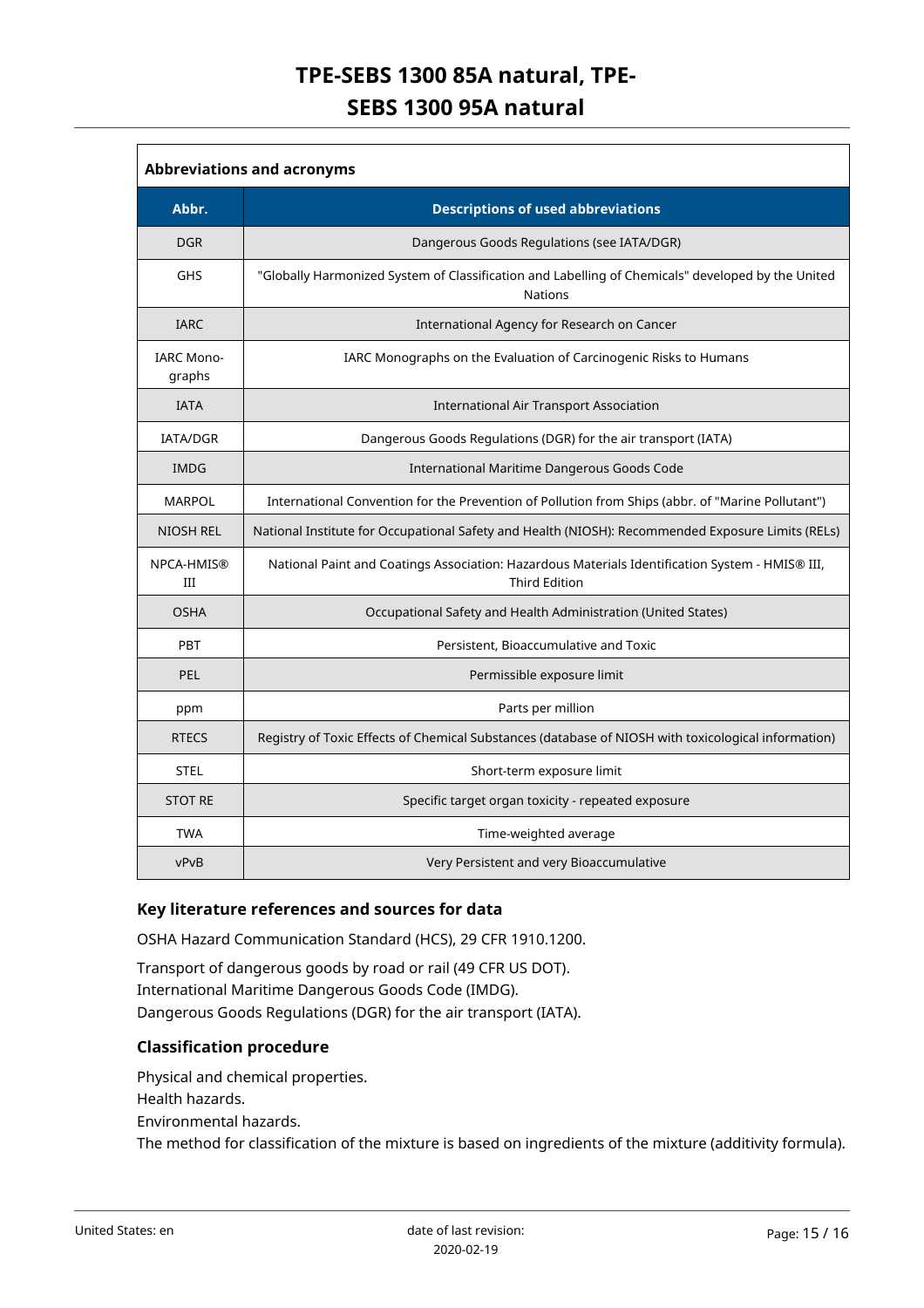| Abbreviations and acronyms | |
|---|---|
| **Abbr.** | **Descriptions of used abbreviations** |
| DGR | Dangerous Goods Regulations (see IATA/DGR) |
| GHS | "Globally Harmonized System of Classification and Labelling of Chemicals" developed by the United Nations |
| IARC | International Agency for Research on Cancer |
| IARC Monographs | IARC Monographs on the Evaluation of Carcinogenic Risks to Humans |
| IATA | International Air Transport Association |
| IATA/DGR | Dangerous Goods Regulations (DGR) for the air transport (IATA) |
| IMDG | International Maritime Dangerous Goods Code |
| MARPOL | International Convention for the Prevention of Pollution from Ships (abbr. of "Marine Pollutant") |
| NIOSH REL | National Institute for Occupational Safety and Health (NIOSH): Recommended Exposure Limits (RELs) |
| NPCA-HMIS® III | National Paint and Coatings Association: Hazardous Materials Identification System - HMIS® III, Third Edition |
| OSHA | Occupational Safety and Health Administration (United States) |
| PBT | Persistent, Bioaccumulative and Toxic |
| PEL | Permissible exposure limit |
| ppm | Parts per million |
| RTECS | Registry of Toxic Effects of Chemical Substances (database of NIOSH with toxicological information) |
| STEL | Short-term exposure limit |
| STOT RE | Specific target organ toxicity - repeated exposure |
| TWA | Time-weighted average |
| vPvB | Very Persistent and very Bioaccumulative |

### Key literature references and sources for data

OSHA Hazard Communication Standard (HCS), 29 CFR 1910.1200.

Transport of dangerous goods by road or rail (49 CFR US DOT).
International Maritime Dangerous Goods Code (IMDG).
Dangerous Goods Regulations (DGR) for the air transport (IATA).

### Classification procedure

Physical and chemical properties.
Health hazards.
Environmental hazards.
The method for classification of the mixture is based on ingredients of the mixture (additivity formula).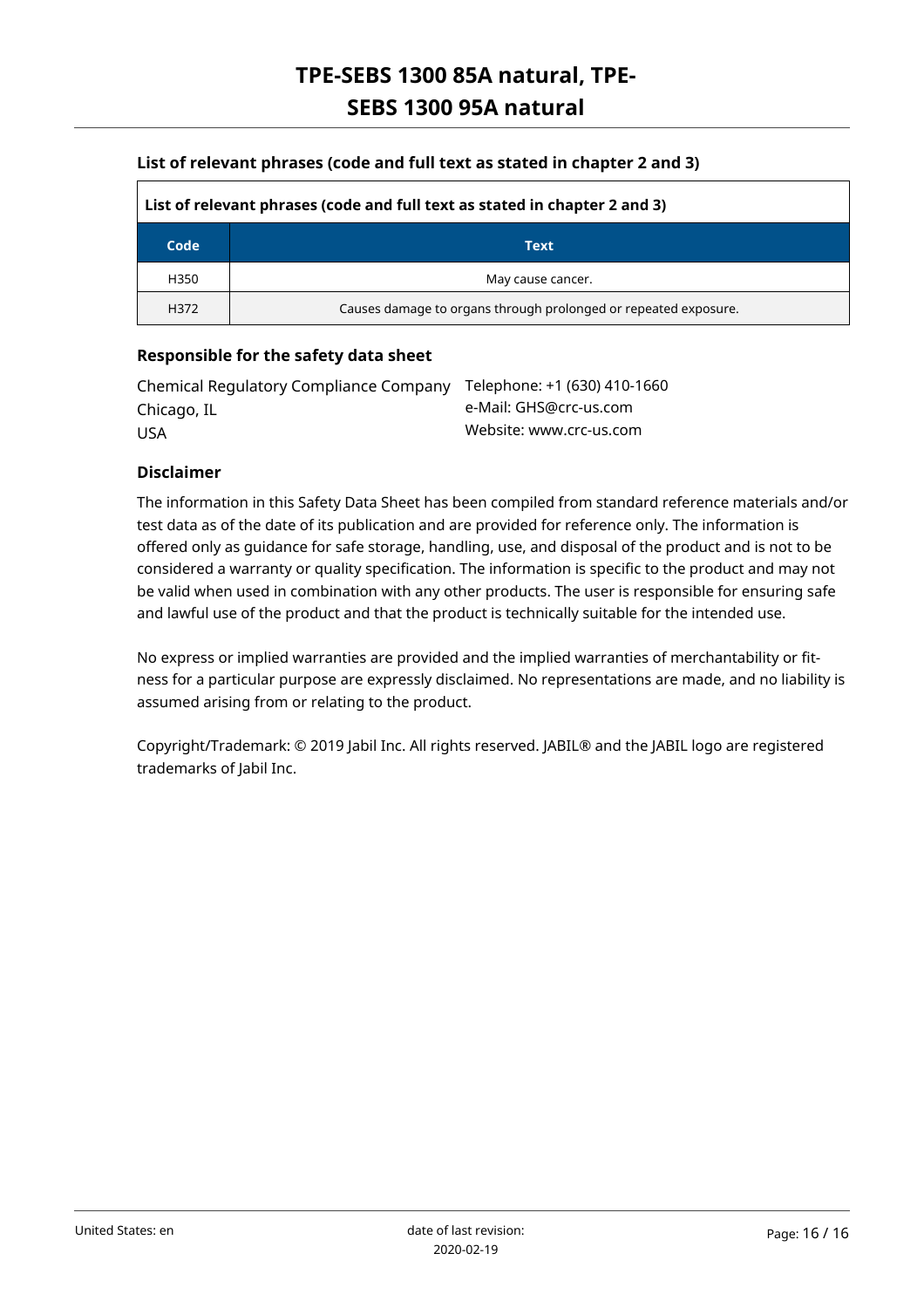### List of relevant phrases (code and full text as stated in chapter 2 and 3)

| List of relevant phrases (code and full text as stated in chapter 2 and 3) | |
|---|---|
| **Code** | **Text** |
| H350 | May cause cancer. |
| H372 | Causes damage to organs through prolonged or repeated exposure. |

### Responsible for the safety data sheet

Chemical Regulatory Compliance Company
Chicago, IL
USA

Telephone: +1 (630) 410-1660
e-Mail: GHS@crc-us.com
Website: www.crc-us.com

### Disclaimer

The information in this Safety Data Sheet has been compiled from standard reference materials and/or test data as of the date of its publication and are provided for reference only. The information is offered only as guidance for safe storage, handling, use, and disposal of the product and is not to be considered a warranty or quality specification. The information is specific to the product and may not be valid when used in combination with any other products. The user is responsible for ensuring safe and lawful use of the product and that the product is technically suitable for the intended use.

No express or implied warranties are provided and the implied warranties of merchantability or fitness for a particular purpose are expressly disclaimed. No representations are made, and no liability is assumed arising from or relating to the product.

Copyright/Trademark: © 2019 Jabil Inc. All rights reserved. JABIL® and the JABIL logo are registered trademarks of Jabil Inc.